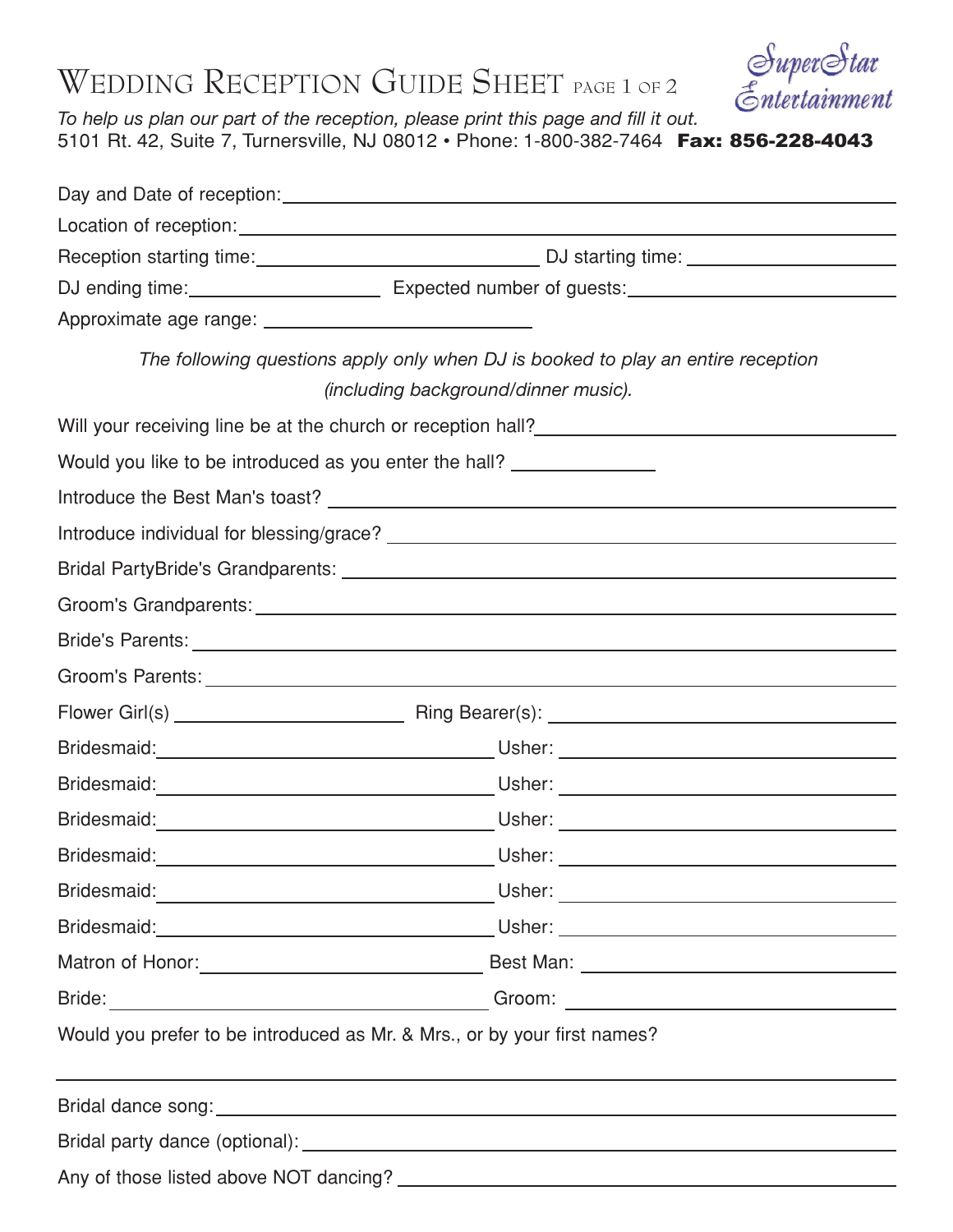# Wedding Reception Guide Sheet

SuperStar Entertainment

*To help us plan our part of the reception, please print this page and fill it out.*

5101 Rt. 42, Suite 7, Turnersville, NJ 08012 • Phone: 1-800-382-7464 **Fax: 856-228-4043**

Day and Date of reception: \_\_\_\_\_\_\_\_\_\_\_\_\_\_\_\_\_\_\_\_\_\_\_\_\_\_\_\_\_\_\_\_\_\_\_\_\_\_\_\_

Location of reception: \_\_\_\_\_\_\_\_\_\_\_\_\_\_\_\_\_\_\_\_\_\_\_\_\_\_\_\_\_\_\_\_\_\_\_\_\_\_\_\_

Reception starting time: \_\_\_\_\_\_\_\_\_\_\_\_\_\_\_\_\_\_\_\_ DJ starting time: \_\_\_\_\_\_\_\_\_\_\_\_\_\_\_\_\_\_\_\_

DJ ending time: \_\_\_\_\_\_\_\_\_\_\_\_\_\_\_\_\_\_\_\_ Expected number of guests: \_\_\_\_\_\_\_\_\_\_\_\_\_\_\_\_\_\_\_\_

Approximate age range: \_\_\_\_\_\_\_\_\_\_\_\_\_\_\_\_\_\_\_\_

*The following questions apply only when DJ is booked to play an entire reception (including background/dinner music).*

Will your receiving line be at the church or reception hall? \_\_\_\_\_\_\_\_\_\_\_\_\_\_\_\_\_\_\_\_

Would you like to be introduced as you enter the hall? \_\_\_\_\_\_\_\_\_\_\_\_\_\_\_\_\_\_\_\_

Introduce the Best Man's toast? \_\_\_\_\_\_\_\_\_\_\_\_\_\_\_\_\_\_\_\_

Introduce individual for blessing/grace? \_\_\_\_\_\_\_\_\_\_\_\_\_\_\_\_\_\_\_\_

Bridal PartyBride's Grandparents: \_\_\_\_\_\_\_\_\_\_\_\_\_\_\_\_\_\_\_\_

Groom's Grandparents: \_\_\_\_\_\_\_\_\_\_\_\_\_\_\_\_\_\_\_\_

Bride's Parents: \_\_\_\_\_\_\_\_\_\_\_\_\_\_\_\_\_\_\_\_

Groom's Parents: \_\_\_\_\_\_\_\_\_\_\_\_\_\_\_\_\_\_\_\_

Flower Girl(s) \_\_\_\_\_\_\_\_\_\_\_\_\_\_\_\_\_\_\_\_ Ring Bearer(s): \_\_\_\_\_\_\_\_\_\_\_\_\_\_\_\_\_\_\_\_

Bridesmaid: \_\_\_\_\_\_\_\_\_\_\_\_\_\_\_\_\_\_\_\_ Usher: \_\_\_\_\_\_\_\_\_\_\_\_\_\_\_\_\_\_\_\_

Bridesmaid: \_\_\_\_\_\_\_\_\_\_\_\_\_\_\_\_\_\_\_\_ Usher: \_\_\_\_\_\_\_\_\_\_\_\_\_\_\_\_\_\_\_\_

Bridesmaid: \_\_\_\_\_\_\_\_\_\_\_\_\_\_\_\_\_\_\_\_ Usher: \_\_\_\_\_\_\_\_\_\_\_\_\_\_\_\_\_\_\_\_

Bridesmaid: \_\_\_\_\_\_\_\_\_\_\_\_\_\_\_\_\_\_\_\_ Usher: \_\_\_\_\_\_\_\_\_\_\_\_\_\_\_\_\_\_\_\_

Bridesmaid: \_\_\_\_\_\_\_\_\_\_\_\_\_\_\_\_\_\_\_\_ Usher: \_\_\_\_\_\_\_\_\_\_\_\_\_\_\_\_\_\_\_\_

Bridesmaid: \_\_\_\_\_\_\_\_\_\_\_\_\_\_\_\_\_\_\_\_ Usher: \_\_\_\_\_\_\_\_\_\_\_\_\_\_\_\_\_\_\_\_

Matron of Honor: \_\_\_\_\_\_\_\_\_\_\_\_\_\_\_\_\_\_\_\_ Best Man: \_\_\_\_\_\_\_\_\_\_\_\_\_\_\_\_\_\_\_\_

Bride: \_\_\_\_\_\_\_\_\_\_\_\_\_\_\_\_\_\_\_\_ Groom: \_\_\_\_\_\_\_\_\_\_\_\_\_\_\_\_\_\_\_\_

Would you prefer to be introduced as Mr. & Mrs., or by your first names?

\_\_\_\_\_\_\_\_\_\_\_\_\_\_\_\_\_\_\_\_\_\_\_\_\_\_\_\_\_\_\_\_\_\_\_\_\_\_\_\_

Bridal dance song: \_\_\_\_\_\_\_\_\_\_\_\_\_\_\_\_\_\_\_\_

Bridal party dance (optional): \_\_\_\_\_\_\_\_\_\_\_\_\_\_\_\_\_\_\_\_

Any of those listed above NOT dancing? \_\_\_\_\_\_\_\_\_\_\_\_\_\_\_\_\_\_\_\_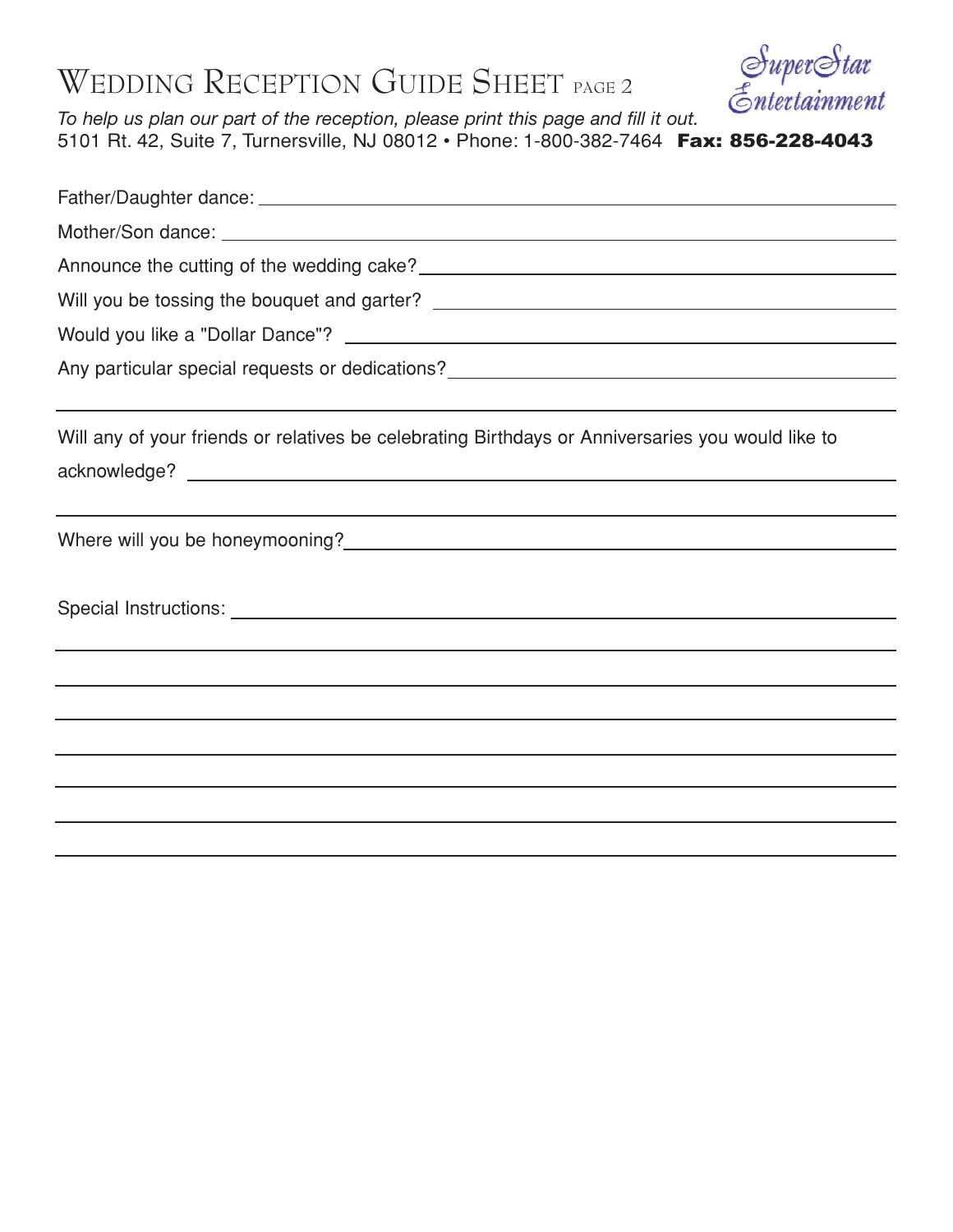# Wedding Reception Guide Sheet PAGE 2

SuperStar Entertainment

*To help us plan our part of the reception, please print this page and fill it out.*

5101 Rt. 42, Suite 7, Turnersville, NJ 08012 • Phone: 1-800-382-7464 **Fax: 856-228-4043**

Father/Daughter dance: ______________________________

Mother/Son dance: ______________________________

Announce the cutting of the wedding cake? ______________________________

Will you be tossing the bouquet and garter? ______________________________

Would you like a "Dollar Dance"? ______________________________

Any particular special requests or dedications? ______________________________

______________________________

Will any of your friends or relatives be celebrating Birthdays or Anniversaries you would like to acknowledge? ______________________________

______________________________

Where will you be honeymooning? ______________________________

Special Instructions: ______________________________

______________________________

______________________________

______________________________

______________________________

______________________________

______________________________

______________________________